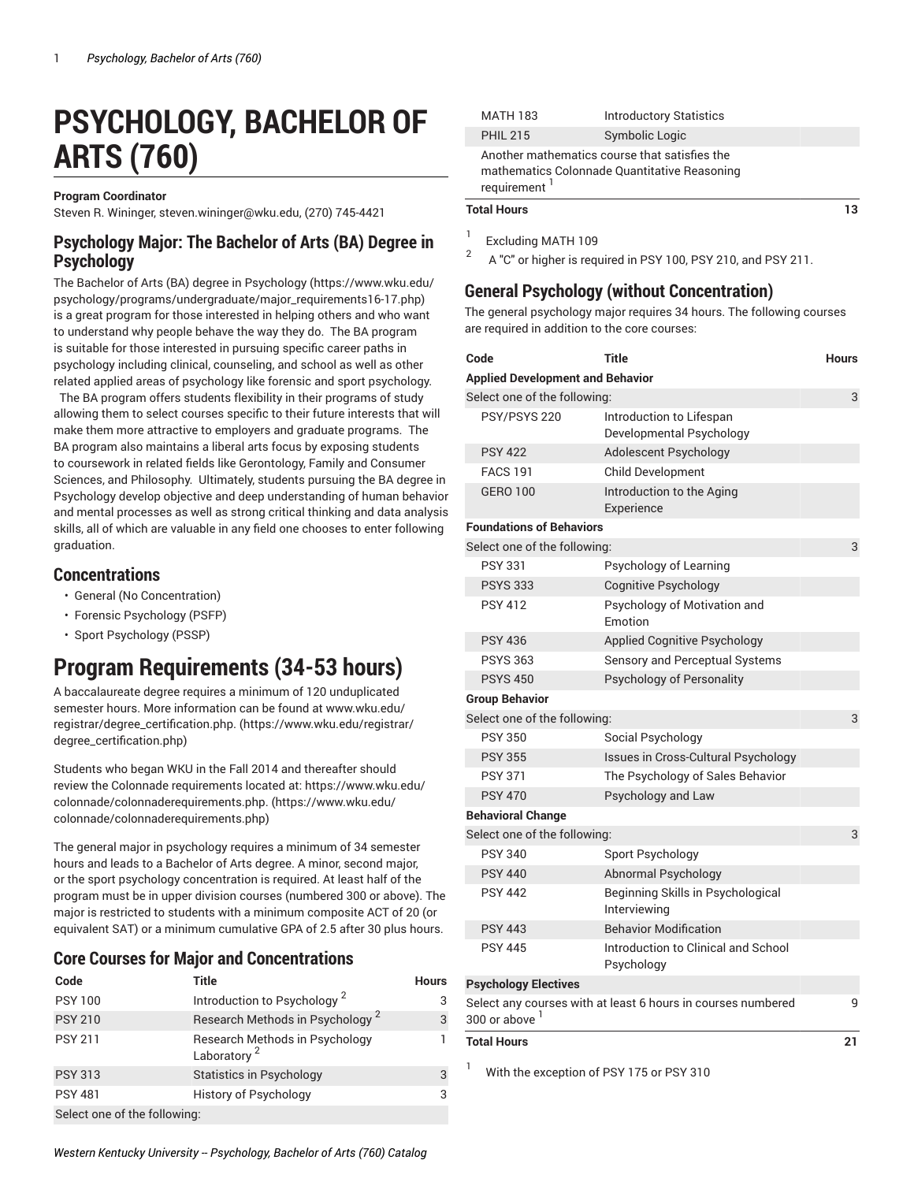# PSYCHOLOGY, BACHELOR OF ARTS (760)

**Program Coordinator**
Steven R. Wininger, steven.wininger@wku.edu, (270) 745-4421

## Psychology Major: The Bachelor of Arts (BA) Degree in Psychology

The Bachelor of Arts (BA) degree in Psychology (https://www.wku.edu/psychology/programs/undergraduate/major_requirements16-17.php) is a great program for those interested in helping others and who want to understand why people behave the way they do. The BA program is suitable for those interested in pursuing specific career paths in psychology including clinical, counseling, and school as well as other related applied areas of psychology like forensic and sport psychology. The BA program offers students flexibility in their programs of study allowing them to select courses specific to their future interests that will make them more attractive to employers and graduate programs. The BA program also maintains a liberal arts focus by exposing students to coursework in related fields like Gerontology, Family and Consumer Sciences, and Philosophy. Ultimately, students pursuing the BA degree in Psychology develop objective and deep understanding of human behavior and mental processes as well as strong critical thinking and data analysis skills, all of which are valuable in any field one chooses to enter following graduation.

## Concentrations

- General (No Concentration)
- Forensic Psychology (PSFP)
- Sport Psychology (PSSP)

# Program Requirements (34-53 hours)

A baccalaureate degree requires a minimum of 120 unduplicated semester hours. More information can be found at www.wku.edu/registrar/degree_certification.php. (https://www.wku.edu/registrar/degree_certification.php)

Students who began WKU in the Fall 2014 and thereafter should review the Colonnade requirements located at: https://www.wku.edu/colonnade/colonnaderequirements.php. (https://www.wku.edu/colonnade/colonnaderequirements.php)

The general major in psychology requires a minimum of 34 semester hours and leads to a Bachelor of Arts degree. A minor, second major, or the sport psychology concentration is required. At least half of the program must be in upper division courses (numbered 300 or above). The major is restricted to students with a minimum composite ACT of 20 (or equivalent SAT) or a minimum cumulative GPA of 2.5 after 30 plus hours.

## Core Courses for Major and Concentrations

| Code | Title | Hours |
|---|---|---|
| PSY 100 | Introduction to Psychology [2] | 3 |
| PSY 210 | Research Methods in Psychology [2] | 3 |
| PSY 211 | Research Methods in Psychology Laboratory [2] | 1 |
| PSY 313 | Statistics in Psychology | 3 |
| PSY 481 | History of Psychology | 3 |
| Select one of the following: | | |
| MATH 183 | Introductory Statistics | |
| PHIL 215 | Symbolic Logic | |
| Another mathematics course that satisfies the mathematics Colonnade Quantitative Reasoning requirement [1] | | |
| **Total Hours** | | **13** |

[1] Excluding MATH 109

[2] A "C" or higher is required in PSY 100, PSY 210, and PSY 211.

## General Psychology (without Concentration)

The general psychology major requires 34 hours. The following courses are required in addition to the core courses:

| Code | Title | Hours |
|---|---|---|
| **Applied Development and Behavior** | | |
| Select one of the following: | | 3 |
| PSY/PSYS 220 | Introduction to Lifespan Developmental Psychology | |
| PSY 422 | Adolescent Psychology | |
| FACS 191 | Child Development | |
| GERO 100 | Introduction to the Aging Experience | |
| **Foundations of Behaviors** | | |
| Select one of the following: | | 3 |
| PSY 331 | Psychology of Learning | |
| PSYS 333 | Cognitive Psychology | |
| PSY 412 | Psychology of Motivation and Emotion | |
| PSY 436 | Applied Cognitive Psychology | |
| PSYS 363 | Sensory and Perceptual Systems | |
| PSYS 450 | Psychology of Personality | |
| **Group Behavior** | | |
| Select one of the following: | | 3 |
| PSY 350 | Social Psychology | |
| PSY 355 | Issues in Cross-Cultural Psychology | |
| PSY 371 | The Psychology of Sales Behavior | |
| PSY 470 | Psychology and Law | |
| **Behavioral Change** | | |
| Select one of the following: | | 3 |
| PSY 340 | Sport Psychology | |
| PSY 440 | Abnormal Psychology | |
| PSY 442 | Beginning Skills in Psychological Interviewing | |
| PSY 443 | Behavior Modification | |
| PSY 445 | Introduction to Clinical and School Psychology | |
| **Psychology Electives** | | |
| Select any courses with at least 6 hours in courses numbered 300 or above [1] | | 9 |
| **Total Hours** | | **21** |

[1] With the exception of PSY 175 or PSY 310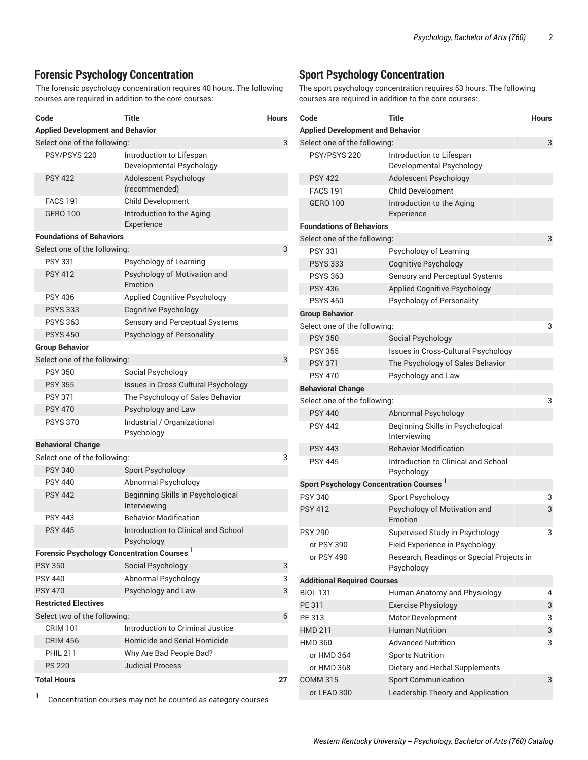## Forensic Psychology Concentration

The forensic psychology concentration requires 40 hours. The following courses are required in addition to the core courses:

| Code | Title | Hours |
| --- | --- | --- |
| **Applied Development and Behavior** | | |
| Select one of the following: | | 3 |
| PSY/PSYS 220 | Introduction to Lifespan Developmental Psychology | |
| PSY 422 | Adolescent Psychology (recommended) | |
| FACS 191 | Child Development | |
| GERO 100 | Introduction to the Aging Experience | |
| **Foundations of Behaviors** | | |
| Select one of the following: | | 3 |
| PSY 331 | Psychology of Learning | |
| PSY 412 | Psychology of Motivation and Emotion | |
| PSY 436 | Applied Cognitive Psychology | |
| PSYS 333 | Cognitive Psychology | |
| PSYS 363 | Sensory and Perceptual Systems | |
| PSYS 450 | Psychology of Personality | |
| **Group Behavior** | | |
| Select one of the following: | | 3 |
| PSY 350 | Social Psychology | |
| PSY 355 | Issues in Cross-Cultural Psychology | |
| PSY 371 | The Psychology of Sales Behavior | |
| PSY 470 | Psychology and Law | |
| PSYS 370 | Industrial / Organizational Psychology | |
| **Behavioral Change** | | |
| Select one of the following: | | 3 |
| PSY 340 | Sport Psychology | |
| PSY 440 | Abnormal Psychology | |
| PSY 442 | Beginning Skills in Psychological Interviewing | |
| PSY 443 | Behavior Modification | |
| PSY 445 | Introduction to Clinical and School Psychology | |
| **Forensic Psychology Concentration Courses [1]** | | |
| PSY 350 | Social Psychology | 3 |
| PSY 440 | Abnormal Psychology | 3 |
| PSY 470 | Psychology and Law | 3 |
| **Restricted Electives** | | |
| Select two of the following: | | 6 |
| CRIM 101 | Introduction to Criminal Justice | |
| CRIM 456 | Homicide and Serial Homicide | |
| PHIL 211 | Why Are Bad People Bad? | |
| PS 220 | Judicial Process | |
| **Total Hours** | | **27** |

1 Concentration courses may not be counted as category courses

## Sport Psychology Concentration

The sport psychology concentration requires 53 hours. The following courses are required in addition to the core courses:

| Code | Title | Hours |
| --- | --- | --- |
| **Applied Development and Behavior** | | |
| Select one of the following: | | 3 |
| PSY/PSYS 220 | Introduction to Lifespan Developmental Psychology | |
| PSY 422 | Adolescent Psychology | |
| FACS 191 | Child Development | |
| GERO 100 | Introduction to the Aging Experience | |
| **Foundations of Behaviors** | | |
| Select one of the following: | | 3 |
| PSY 331 | Psychology of Learning | |
| PSYS 333 | Cognitive Psychology | |
| PSYS 363 | Sensory and Perceptual Systems | |
| PSY 436 | Applied Cognitive Psychology | |
| PSYS 450 | Psychology of Personality | |
| **Group Behavior** | | |
| Select one of the following: | | 3 |
| PSY 350 | Social Psychology | |
| PSY 355 | Issues in Cross-Cultural Psychology | |
| PSY 371 | The Psychology of Sales Behavior | |
| PSY 470 | Psychology and Law | |
| **Behavioral Change** | | |
| Select one of the following: | | 3 |
| PSY 440 | Abnormal Psychology | |
| PSY 442 | Beginning Skills in Psychological Interviewing | |
| PSY 443 | Behavior Modification | |
| PSY 445 | Introduction to Clinical and School Psychology | |
| **Sport Psychology Concentration Courses [1]** | | |
| PSY 340 | Sport Psychology | 3 |
| PSY 412 | Psychology of Motivation and Emotion | 3 |
| PSY 290 | Supervised Study in Psychology | 3 |
| or PSY 390 | Field Experience in Psychology | |
| or PSY 490 | Research, Readings or Special Projects in Psychology | |
| **Additional Required Courses** | | |
| BIOL 131 | Human Anatomy and Physiology | 4 |
| PE 311 | Exercise Physiology | 3 |
| PE 313 | Motor Development | 3 |
| HMD 211 | Human Nutrition | 3 |
| HMD 360 | Advanced Nutrition | 3 |
| or HMD 364 | Sports Nutrition | |
| or HMD 368 | Dietary and Herbal Supplements | |
| COMM 315 | Sport Communication | 3 |
| or LEAD 300 | Leadership Theory and Application | |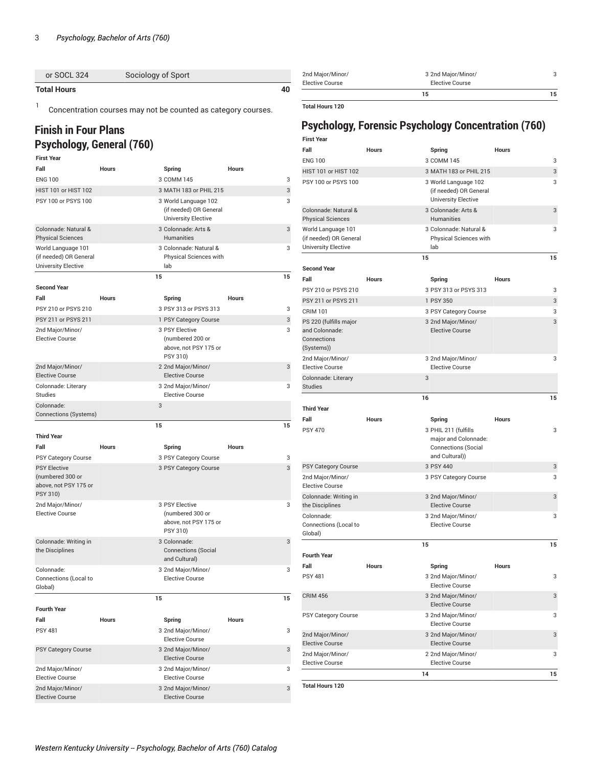| or SOCL 324 | Sociology of Sport | |
|---|---|---|
| **Total Hours** | | **40** |

[1] Concentration courses may not be counted as category courses.

# Finish in Four Plans

## Psychology, General (760)

| First Year | | | |
|---|---|---|---|
| **Fall** | **Hours** | **Spring** | **Hours** |
| ENG 100 | 3 | COMM 145 | 3 |
| HIST 101 or HIST 102 | 3 | MATH 183 or PHIL 215 | 3 |
| PSY 100 or PSYS 100 | 3 | World Language 102 (if needed) OR General University Elective | 3 |
| Colonnade: Natural & Physical Sciences | 3 | Colonnade: Arts & Humanities | 3 |
| World Language 101 (if needed) OR General University Elective | 3 | Colonnade: Natural & Physical Sciences with lab | 3 |
| | 15 | | 15 |
| **Second Year** | | | |
| **Fall** | **Hours** | **Spring** | **Hours** |
| PSY 210 or PSYS 210 | 3 | PSY 313 or PSYS 313 | 3 |
| PSY 211 or PSYS 211 | 1 | PSY Category Course | 3 |
| 2nd Major/Minor/ Elective Course | 3 | PSY Elective (numbered 200 or above, not PSY 175 or PSY 310) | 3 |
| 2nd Major/Minor/ Elective Course | 2 | 2nd Major/Minor/ Elective Course | 3 |
| Colonnade: Literary Studies | 3 | 2nd Major/Minor/ Elective Course | 3 |
| Colonnade: Connections (Systems) | 3 | | |
| | 15 | | 15 |
| **Third Year** | | | |
| **Fall** | **Hours** | **Spring** | **Hours** |
| PSY Category Course | 3 | PSY Category Course | 3 |
| PSY Elective (numbered 300 or above, not PSY 175 or PSY 310) | 3 | PSY Category Course | 3 |
| 2nd Major/Minor/ Elective Course | 3 | PSY Elective (numbered 300 or above, not PSY 175 or PSY 310) | 3 |
| Colonnade: Writing in the Disciplines | 3 | Colonnade: Connections (Social and Cultural) | 3 |
| Colonnade: Connections (Local to Global) | 3 | 2nd Major/Minor/ Elective Course | 3 |
| | 15 | | 15 |
| **Fourth Year** | | | |
| **Fall** | **Hours** | **Spring** | **Hours** |
| PSY 481 | 3 | 2nd Major/Minor/ Elective Course | 3 |
| PSY Category Course | 3 | 2nd Major/Minor/ Elective Course | 3 |
| 2nd Major/Minor/ Elective Course | 3 | 2nd Major/Minor/ Elective Course | 3 |
| 2nd Major/Minor/ Elective Course | 3 | 2nd Major/Minor/ Elective Course | 3 |
| 2nd Major/Minor/ Elective Course | 3 | 2nd Major/Minor/ Elective Course | 3 |
| | 15 | | 15 |
| **Total Hours 120** | | | |

## Psychology, Forensic Psychology Concentration (760)

| First Year | | | |
|---|---|---|---|
| **Fall** | **Hours** | **Spring** | **Hours** |
| ENG 100 | 3 | COMM 145 | 3 |
| HIST 101 or HIST 102 | 3 | MATH 183 or PHIL 215 | 3 |
| PSY 100 or PSYS 100 | 3 | World Language 102 (if needed) OR General University Elective | 3 |
| Colonnade: Natural & Physical Sciences | 3 | Colonnade: Arts & Humanities | 3 |
| World Language 101 (if needed) OR General University Elective | 3 | Colonnade: Natural & Physical Sciences with lab | 3 |
| | 15 | | 15 |
| **Second Year** | | | |
| **Fall** | **Hours** | **Spring** | **Hours** |
| PSY 210 or PSYS 210 | 3 | PSY 313 or PSYS 313 | 3 |
| PSY 211 or PSYS 211 | 1 | PSY 350 | 3 |
| CRIM 101 | 3 | PSY Category Course | 3 |
| PS 220 (fulfills major and Colonnade: Connections (Systems)) | 3 | 2nd Major/Minor/ Elective Course | 3 |
| 2nd Major/Minor/ Elective Course | 3 | 2nd Major/Minor/ Elective Course | 3 |
| Colonnade: Literary Studies | 3 | | |
| | 16 | | 15 |
| **Third Year** | | | |
| **Fall** | **Hours** | **Spring** | **Hours** |
| PSY 470 | 3 | PHIL 211 (fulfills major and Colonnade: Connections (Social and Cultural)) | 3 |
| PSY Category Course | 3 | PSY 440 | 3 |
| 2nd Major/Minor/ Elective Course | 3 | PSY Category Course | 3 |
| Colonnade: Writing in the Disciplines | 3 | 2nd Major/Minor/ Elective Course | 3 |
| Colonnade: Connections (Local to Global) | 3 | 2nd Major/Minor/ Elective Course | 3 |
| | 15 | | 15 |
| **Fourth Year** | | | |
| **Fall** | **Hours** | **Spring** | **Hours** |
| PSY 481 | 3 | 2nd Major/Minor/ Elective Course | 3 |
| CRIM 456 | 3 | 2nd Major/Minor/ Elective Course | 3 |
| PSY Category Course | 3 | 2nd Major/Minor/ Elective Course | 3 |
| 2nd Major/Minor/ Elective Course | 3 | 2nd Major/Minor/ Elective Course | 3 |
| 2nd Major/Minor/ Elective Course | 2 | 2nd Major/Minor/ Elective Course | 3 |
| | 14 | | 15 |
| **Total Hours 120** | | | |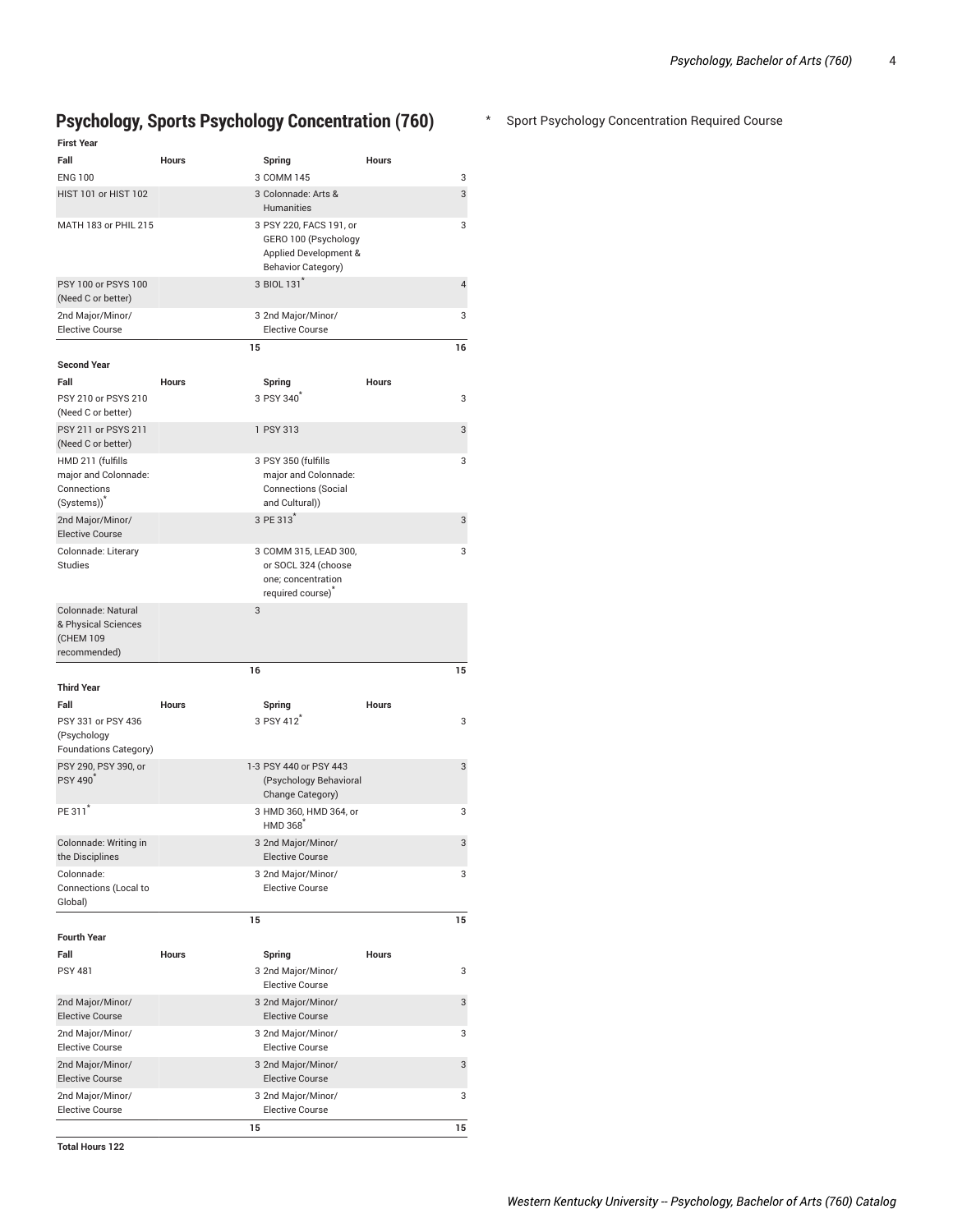## Psychology, Sports Psychology Concentration (760)

**First Year**

| Fall | Hours | Spring | Hours |
| --- | --- | --- | --- |
| ENG 100 | 3 | COMM 145 | 3 |
| HIST 101 or HIST 102 | 3 | Colonnade: Arts & Humanities | 3 |
| MATH 183 or PHIL 215 | 3 | PSY 220, FACS 191, or GERO 100 (Psychology Applied Development & Behavior Category) | 3 |
| PSY 100 or PSYS 100 (Need C or better) | 3 | BIOL 131* | 4 |
| 2nd Major/Minor/ Elective Course | 3 | 2nd Major/Minor/ Elective Course | 3 |
| | 15 | | 16 |

**Second Year**

| Fall | Hours | Spring | Hours |
| --- | --- | --- | --- |
| PSY 210 or PSYS 210 (Need C or better) | 3 | PSY 340* | 3 |
| PSY 211 or PSYS 211 (Need C or better) | 1 | PSY 313 | 3 |
| HMD 211 (fulfills major and Colonnade: Connections (Systems))* | 3 | PSY 350 (fulfills major and Colonnade: Connections (Social and Cultural)) | 3 |
| 2nd Major/Minor/ Elective Course | 3 | PE 313* | 3 |
| Colonnade: Literary Studies | 3 | COMM 315, LEAD 300, or SOCL 324 (choose one; concentration required course)* | 3 |
| Colonnade: Natural & Physical Sciences (CHEM 109 recommended) | 3 | | |
| | 16 | | 15 |

**Third Year**

| Fall | Hours | Spring | Hours |
| --- | --- | --- | --- |
| PSY 331 or PSY 436 (Psychology Foundations Category) | 3 | PSY 412* | 3 |
| PSY 290, PSY 390, or PSY 490* | 1-3 | PSY 440 or PSY 443 (Psychology Behavioral Change Category) | 3 |
| PE 311* | 3 | HMD 360, HMD 364, or HMD 368* | 3 |
| Colonnade: Writing in the Disciplines | 3 | 2nd Major/Minor/ Elective Course | 3 |
| Colonnade: Connections (Local to Global) | 3 | 2nd Major/Minor/ Elective Course | 3 |
| | 15 | | 15 |

**Fourth Year**

| Fall | Hours | Spring | Hours |
| --- | --- | --- | --- |
| PSY 481 | 3 | 2nd Major/Minor/ Elective Course | 3 |
| 2nd Major/Minor/ Elective Course | 3 | 2nd Major/Minor/ Elective Course | 3 |
| 2nd Major/Minor/ Elective Course | 3 | 2nd Major/Minor/ Elective Course | 3 |
| 2nd Major/Minor/ Elective Course | 3 | 2nd Major/Minor/ Elective Course | 3 |
| 2nd Major/Minor/ Elective Course | 3 | 2nd Major/Minor/ Elective Course | 3 |
| | 15 | | 15 |

**Total Hours 122**

\* Sport Psychology Concentration Required Course